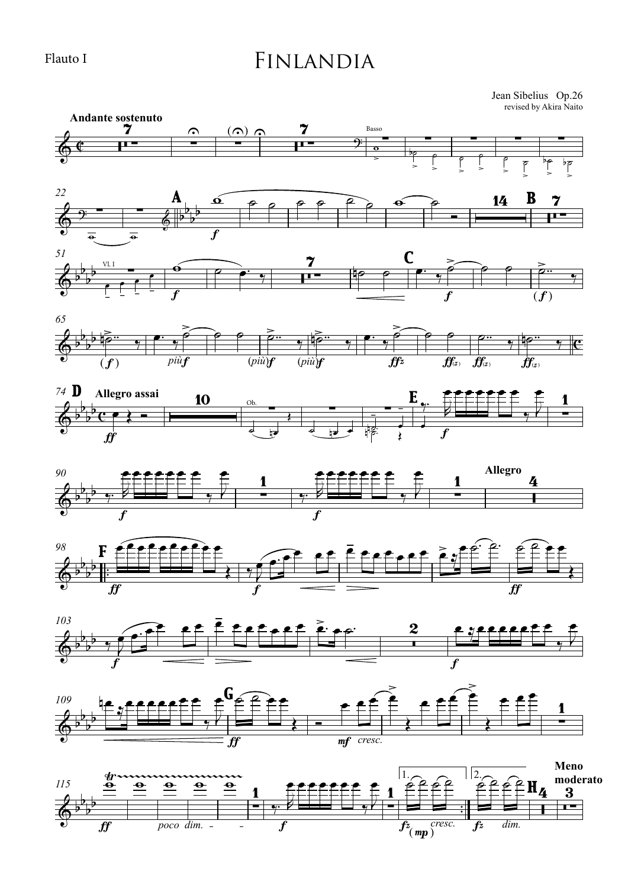Flauto I

# Finlandia

Jean Sibelius Op.26
revised by Akira Naito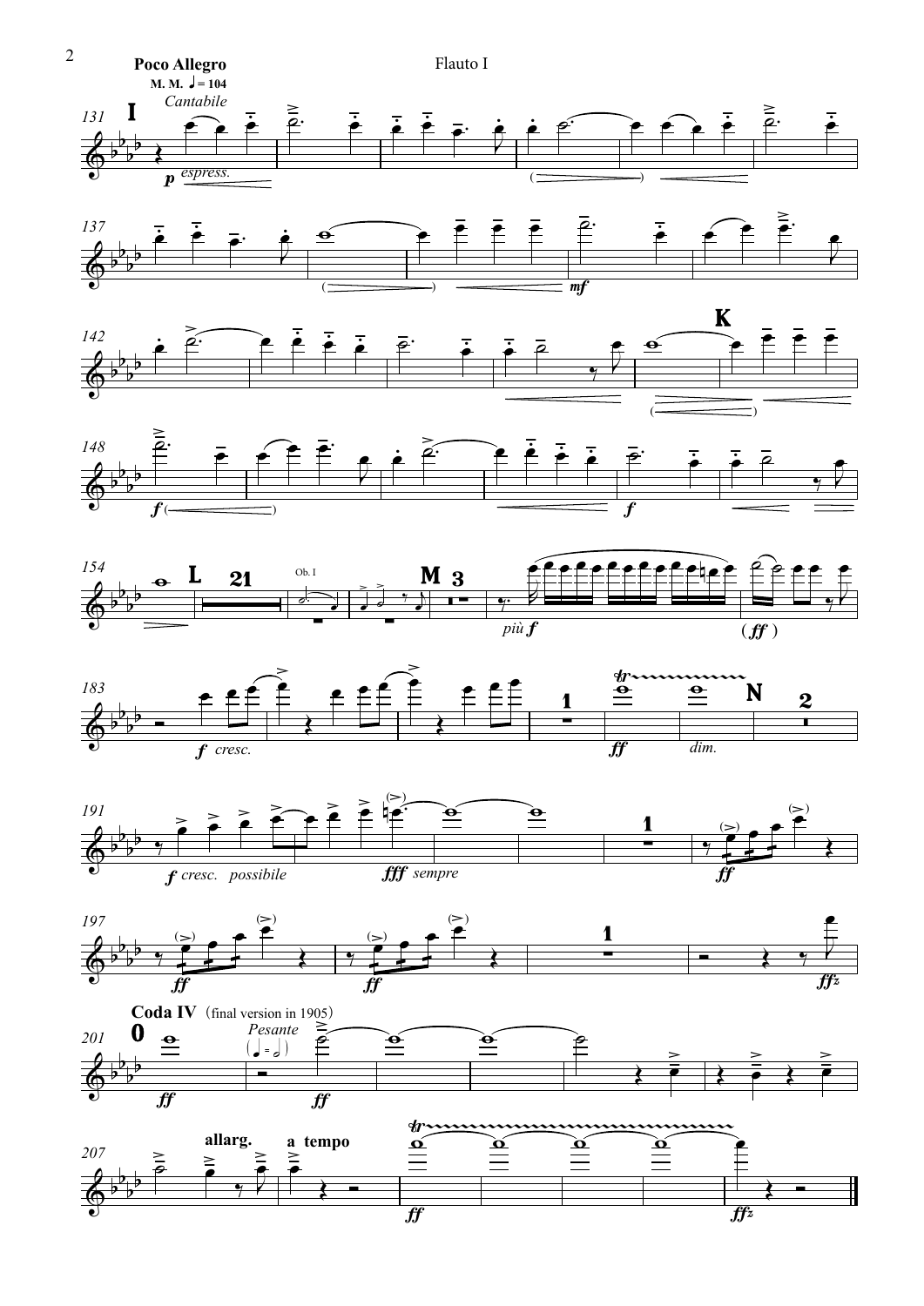**Poco Allegro**

M. M. ♩ = 104

*Cantabile*

**Coda IV** (final version in 1905)

*Pesante*

**allarg.** **a tempo**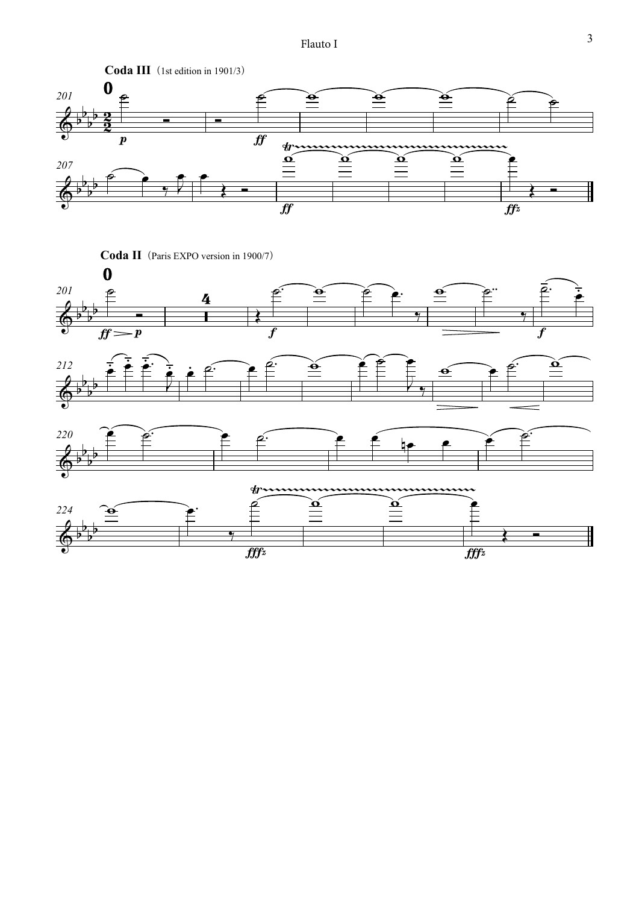## Coda III（1st edition in 1901/3）

## Coda II（Paris EXPO version in 1900/7）